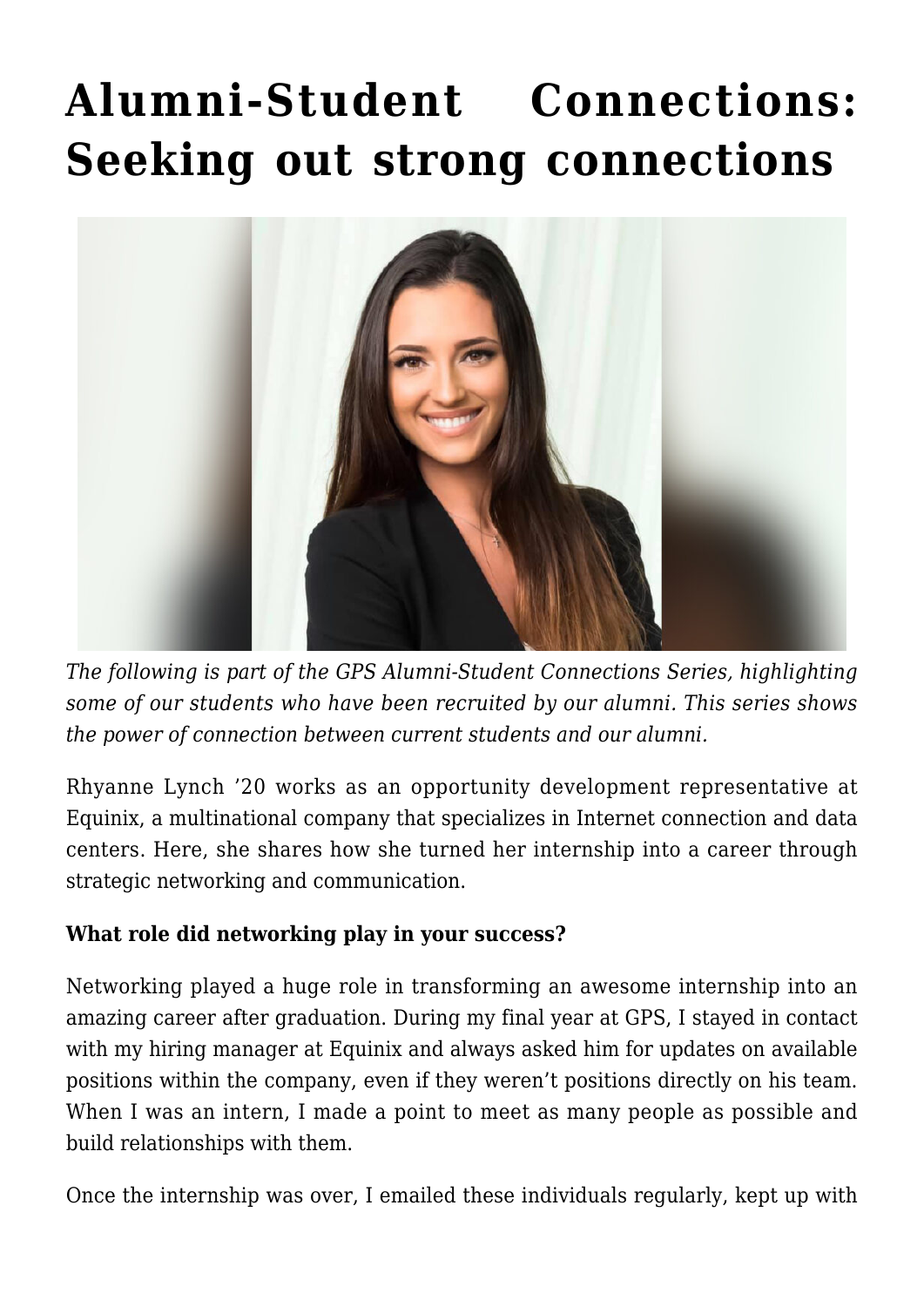# Alumni-Student Connections: Seeking out strong connections

*The following is part of the GPS Alumni-Student Connections Series, highlighting some of our students who have been recruited by our alumni. This series shows the power of connection between current students and our alumni.*

Rhyanne Lynch '20 works as an opportunity development representative at Equinix, a multinational company that specializes in Internet connection and data centers. Here, she shares how she turned her internship into a career through strategic networking and communication.

**What role did networking play in your success?**

Networking played a huge role in transforming an awesome internship into an amazing career after graduation. During my final year at GPS, I stayed in contact with my hiring manager at Equinix and always asked him for updates on available positions within the company, even if they weren't positions directly on his team. When I was an intern, I made a point to meet as many people as possible and build relationships with them.

Once the internship was over, I emailed these individuals regularly, kept up with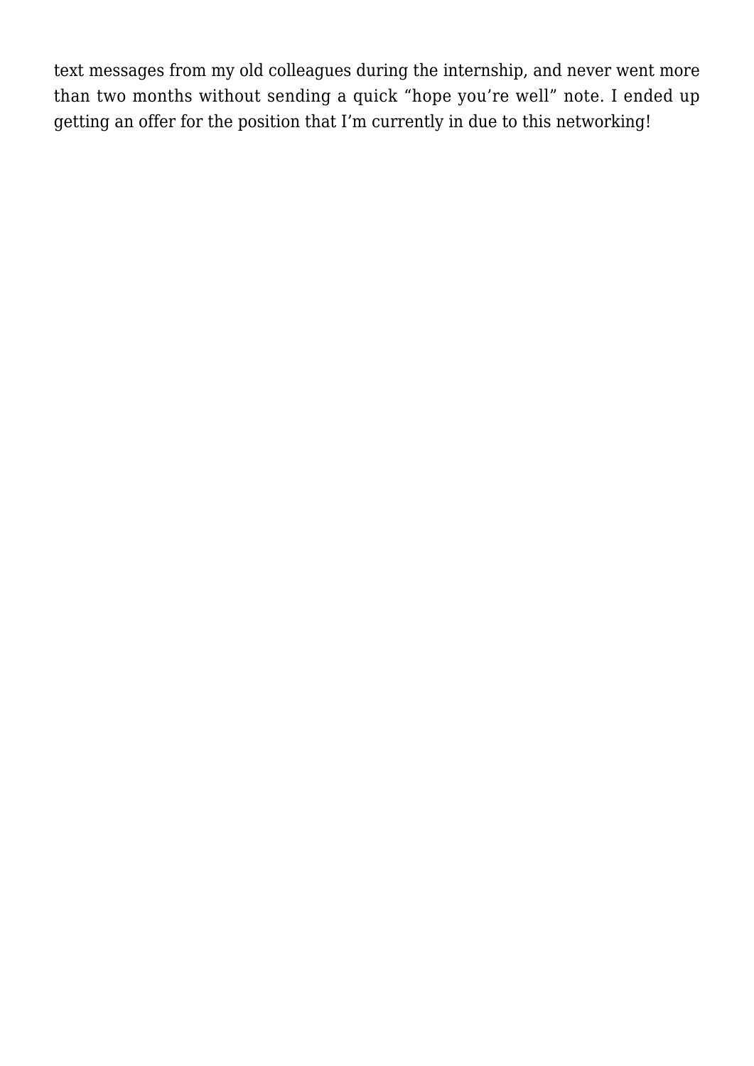text messages from my old colleagues during the internship, and never went more than two months without sending a quick “hope you’re well” note. I ended up getting an offer for the position that I’m currently in due to this networking!